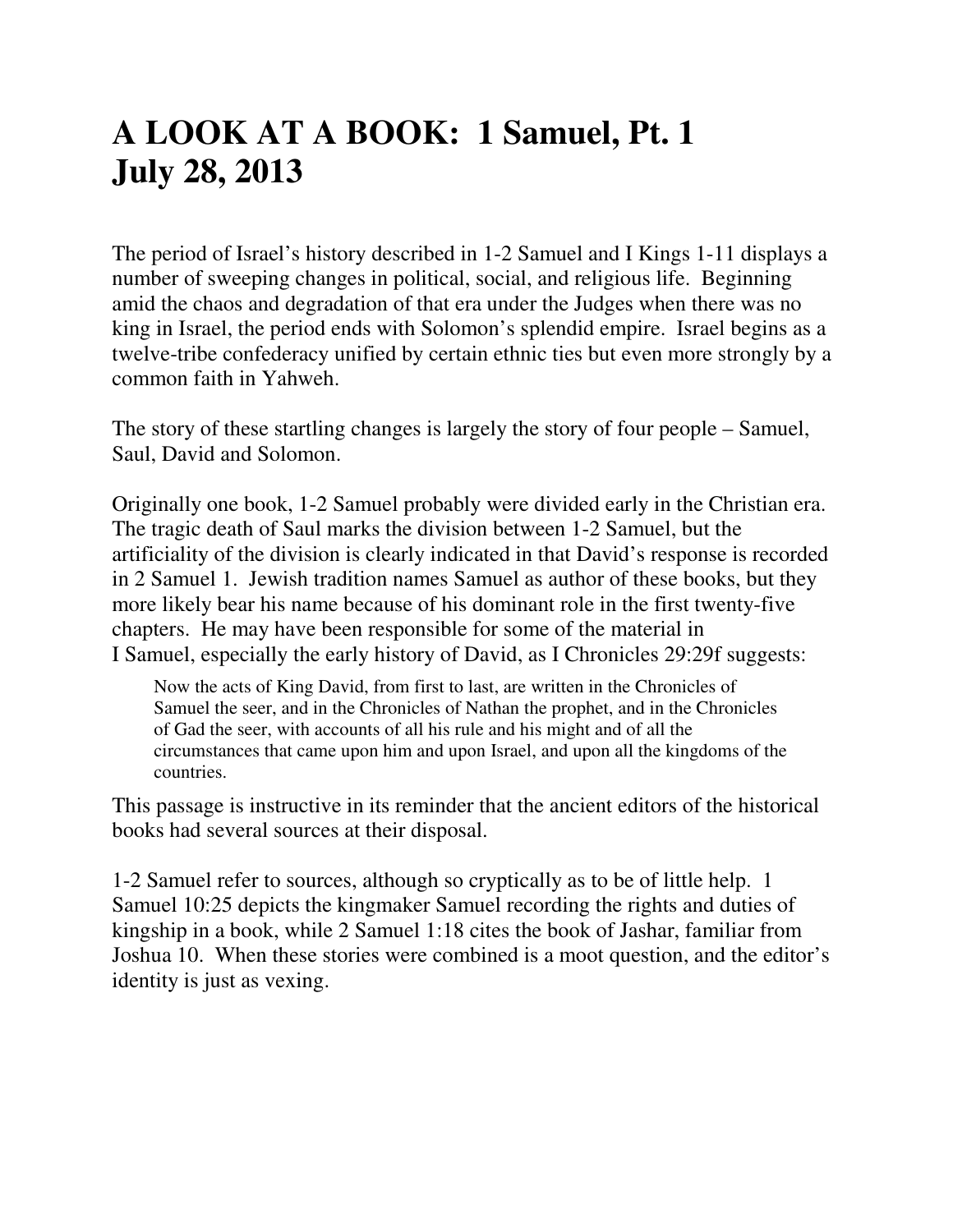# A LOOK AT A BOOK: 1 Samuel, Pt. 1
# July 28, 2013

The period of Israel's history described in 1-2 Samuel and I Kings 1-11 displays a number of sweeping changes in political, social, and religious life. Beginning amid the chaos and degradation of that era under the Judges when there was no king in Israel, the period ends with Solomon's splendid empire. Israel begins as a twelve-tribe confederacy unified by certain ethnic ties but even more strongly by a common faith in Yahweh.

The story of these startling changes is largely the story of four people – Samuel, Saul, David and Solomon.

Originally one book, 1-2 Samuel probably were divided early in the Christian era. The tragic death of Saul marks the division between 1-2 Samuel, but the artificiality of the division is clearly indicated in that David's response is recorded in 2 Samuel 1. Jewish tradition names Samuel as author of these books, but they more likely bear his name because of his dominant role in the first twenty-five chapters. He may have been responsible for some of the material in I Samuel, especially the early history of David, as I Chronicles 29:29f suggests:

> Now the acts of King David, from first to last, are written in the Chronicles of Samuel the seer, and in the Chronicles of Nathan the prophet, and in the Chronicles of Gad the seer, with accounts of all his rule and his might and of all the circumstances that came upon him and upon Israel, and upon all the kingdoms of the countries.

This passage is instructive in its reminder that the ancient editors of the historical books had several sources at their disposal.

1-2 Samuel refer to sources, although so cryptically as to be of little help. 1 Samuel 10:25 depicts the kingmaker Samuel recording the rights and duties of kingship in a book, while 2 Samuel 1:18 cites the book of Jashar, familiar from Joshua 10. When these stories were combined is a moot question, and the editor's identity is just as vexing.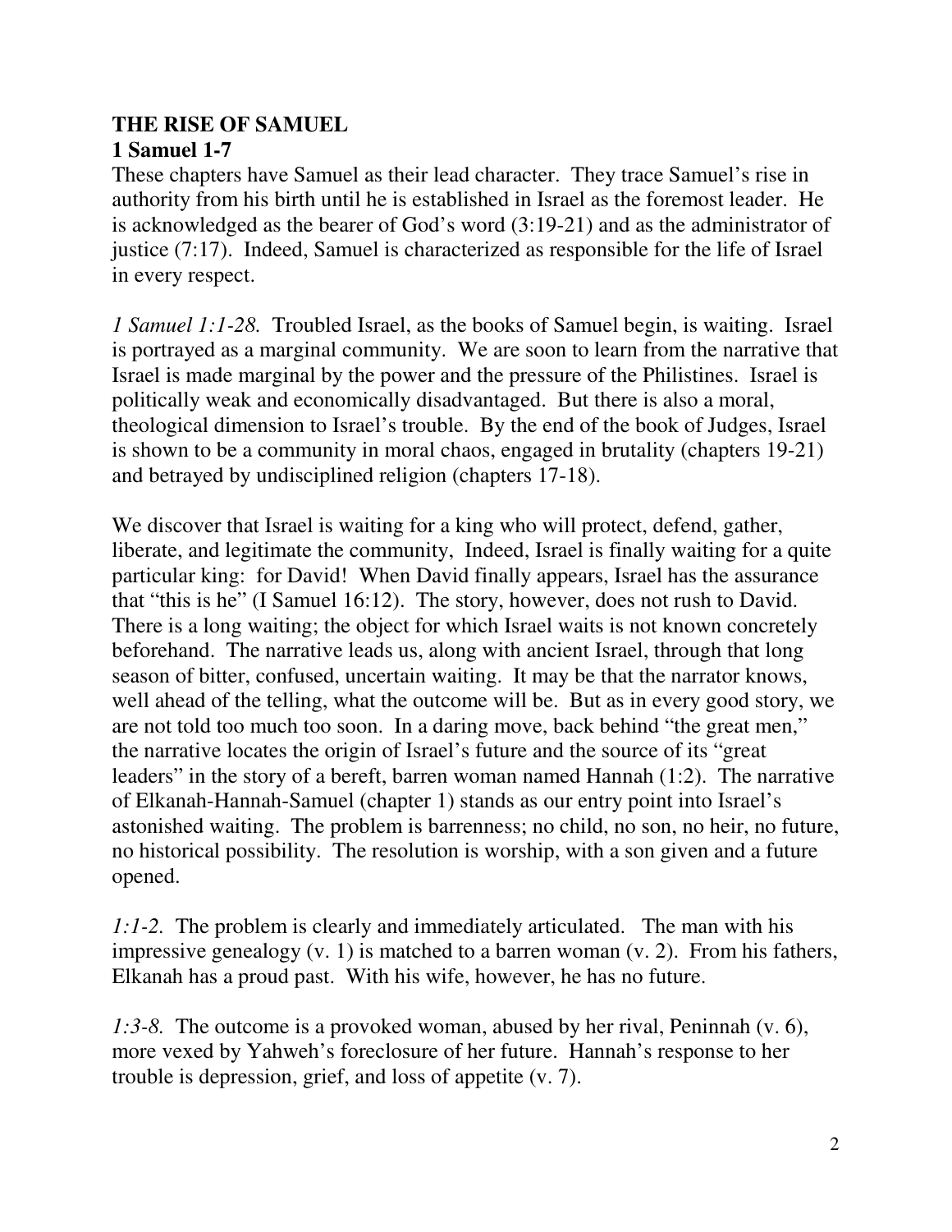**THE RISE OF SAMUEL**
**1 Samuel 1-7**

These chapters have Samuel as their lead character. They trace Samuel's rise in authority from his birth until he is established in Israel as the foremost leader. He is acknowledged as the bearer of God's word (3:19-21) and as the administrator of justice (7:17). Indeed, Samuel is characterized as responsible for the life of Israel in every respect.

*1 Samuel 1:1-28.* Troubled Israel, as the books of Samuel begin, is waiting. Israel is portrayed as a marginal community. We are soon to learn from the narrative that Israel is made marginal by the power and the pressure of the Philistines. Israel is politically weak and economically disadvantaged. But there is also a moral, theological dimension to Israel's trouble. By the end of the book of Judges, Israel is shown to be a community in moral chaos, engaged in brutality (chapters 19-21) and betrayed by undisciplined religion (chapters 17-18).

We discover that Israel is waiting for a king who will protect, defend, gather, liberate, and legitimate the community, Indeed, Israel is finally waiting for a quite particular king: for David! When David finally appears, Israel has the assurance that "this is he" (I Samuel 16:12). The story, however, does not rush to David. There is a long waiting; the object for which Israel waits is not known concretely beforehand. The narrative leads us, along with ancient Israel, through that long season of bitter, confused, uncertain waiting. It may be that the narrator knows, well ahead of the telling, what the outcome will be. But as in every good story, we are not told too much too soon. In a daring move, back behind "the great men," the narrative locates the origin of Israel's future and the source of its "great leaders" in the story of a bereft, barren woman named Hannah (1:2). The narrative of Elkanah-Hannah-Samuel (chapter 1) stands as our entry point into Israel's astonished waiting. The problem is barrenness; no child, no son, no heir, no future, no historical possibility. The resolution is worship, with a son given and a future opened.

*1:1-2.* The problem is clearly and immediately articulated. The man with his impressive genealogy (v. 1) is matched to a barren woman (v. 2). From his fathers, Elkanah has a proud past. With his wife, however, he has no future.

*1:3-8.* The outcome is a provoked woman, abused by her rival, Peninnah (v. 6), more vexed by Yahweh's foreclosure of her future. Hannah's response to her trouble is depression, grief, and loss of appetite (v. 7).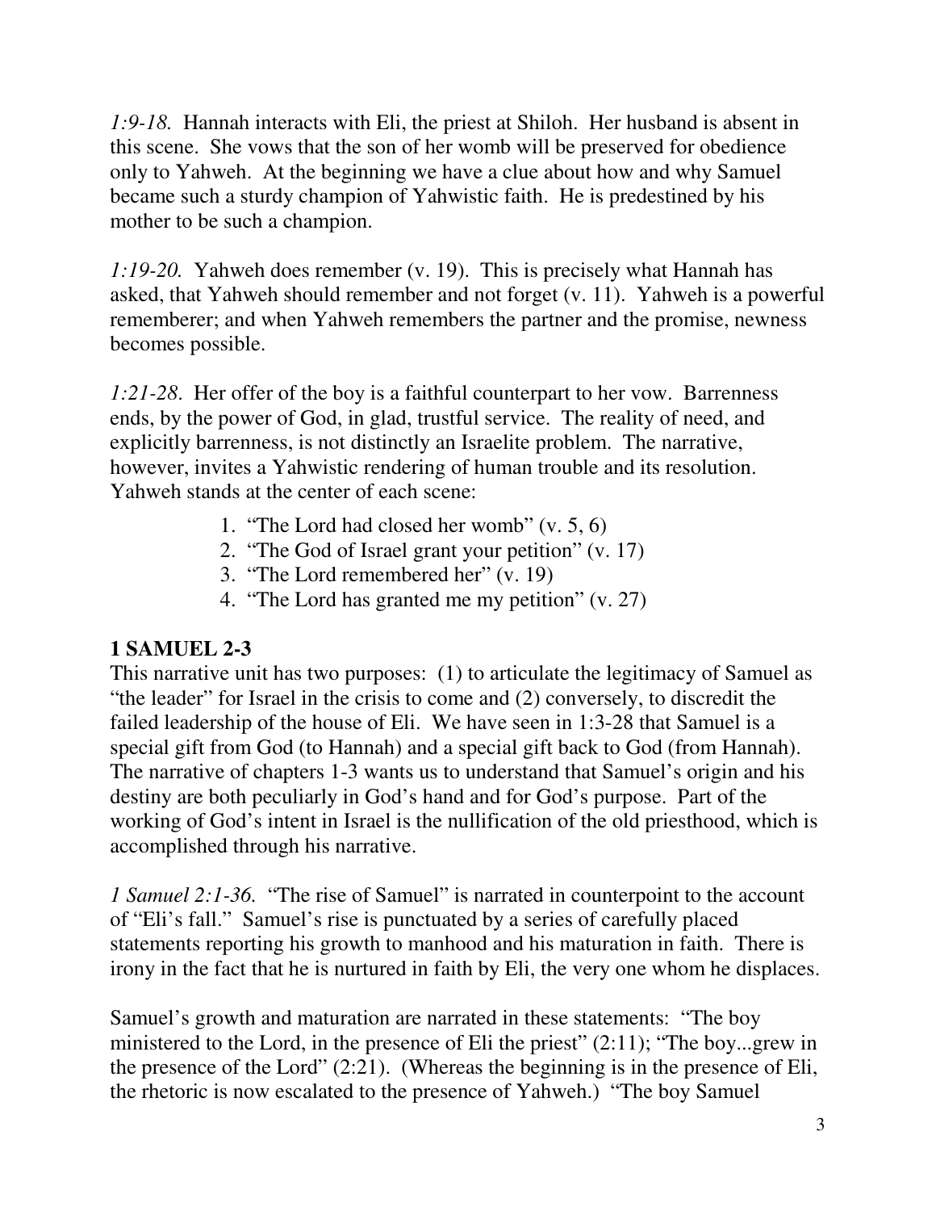*1:9-18.* Hannah interacts with Eli, the priest at Shiloh. Her husband is absent in this scene. She vows that the son of her womb will be preserved for obedience only to Yahweh. At the beginning we have a clue about how and why Samuel became such a sturdy champion of Yahwistic faith. He is predestined by his mother to be such a champion.

*1:19-20.* Yahweh does remember (v. 19). This is precisely what Hannah has asked, that Yahweh should remember and not forget (v. 11). Yahweh is a powerful rememberer; and when Yahweh remembers the partner and the promise, newness becomes possible.

*1:21-28*. Her offer of the boy is a faithful counterpart to her vow. Barrenness ends, by the power of God, in glad, trustful service. The reality of need, and explicitly barrenness, is not distinctly an Israelite problem. The narrative, however, invites a Yahwistic rendering of human trouble and its resolution. Yahweh stands at the center of each scene:

1. "The Lord had closed her womb" (v. 5, 6)
2. "The God of Israel grant your petition" (v. 17)
3. "The Lord remembered her" (v. 19)
4. "The Lord has granted me my petition" (v. 27)

## 1 SAMUEL 2-3

This narrative unit has two purposes: (1) to articulate the legitimacy of Samuel as "the leader" for Israel in the crisis to come and (2) conversely, to discredit the failed leadership of the house of Eli. We have seen in 1:3-28 that Samuel is a special gift from God (to Hannah) and a special gift back to God (from Hannah). The narrative of chapters 1-3 wants us to understand that Samuel's origin and his destiny are both peculiarly in God's hand and for God's purpose. Part of the working of God's intent in Israel is the nullification of the old priesthood, which is accomplished through his narrative.

*1 Samuel 2:1-36.* "The rise of Samuel" is narrated in counterpoint to the account of "Eli's fall." Samuel's rise is punctuated by a series of carefully placed statements reporting his growth to manhood and his maturation in faith. There is irony in the fact that he is nurtured in faith by Eli, the very one whom he displaces.

Samuel's growth and maturation are narrated in these statements: "The boy ministered to the Lord, in the presence of Eli the priest" (2:11); "The boy...grew in the presence of the Lord" (2:21). (Whereas the beginning is in the presence of Eli, the rhetoric is now escalated to the presence of Yahweh.) "The boy Samuel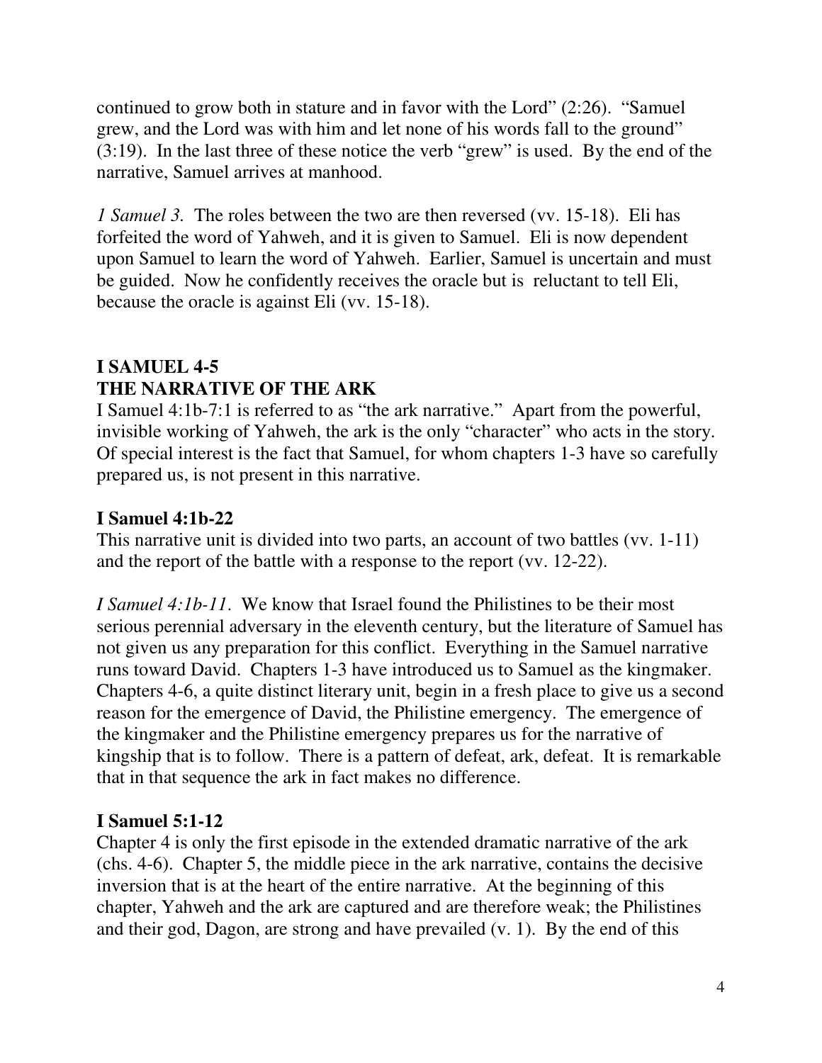continued to grow both in stature and in favor with the Lord" (2:26). "Samuel grew, and the Lord was with him and let none of his words fall to the ground" (3:19). In the last three of these notice the verb "grew" is used. By the end of the narrative, Samuel arrives at manhood.

*1 Samuel 3.* The roles between the two are then reversed (vv. 15-18). Eli has forfeited the word of Yahweh, and it is given to Samuel. Eli is now dependent upon Samuel to learn the word of Yahweh. Earlier, Samuel is uncertain and must be guided. Now he confidently receives the oracle but is reluctant to tell Eli, because the oracle is against Eli (vv. 15-18).

## I SAMUEL 4-5
## THE NARRATIVE OF THE ARK

I Samuel 4:1b-7:1 is referred to as "the ark narrative." Apart from the powerful, invisible working of Yahweh, the ark is the only "character" who acts in the story. Of special interest is the fact that Samuel, for whom chapters 1-3 have so carefully prepared us, is not present in this narrative.

### I Samuel 4:1b-22

This narrative unit is divided into two parts, an account of two battles (vv. 1-11) and the report of the battle with a response to the report (vv. 12-22).

*I Samuel 4:1b-11.* We know that Israel found the Philistines to be their most serious perennial adversary in the eleventh century, but the literature of Samuel has not given us any preparation for this conflict. Everything in the Samuel narrative runs toward David. Chapters 1-3 have introduced us to Samuel as the kingmaker. Chapters 4-6, a quite distinct literary unit, begin in a fresh place to give us a second reason for the emergence of David, the Philistine emergency. The emergence of the kingmaker and the Philistine emergency prepares us for the narrative of kingship that is to follow. There is a pattern of defeat, ark, defeat. It is remarkable that in that sequence the ark in fact makes no difference.

### I Samuel 5:1-12

Chapter 4 is only the first episode in the extended dramatic narrative of the ark (chs. 4-6). Chapter 5, the middle piece in the ark narrative, contains the decisive inversion that is at the heart of the entire narrative. At the beginning of this chapter, Yahweh and the ark are captured and are therefore weak; the Philistines and their god, Dagon, are strong and have prevailed (v. 1). By the end of this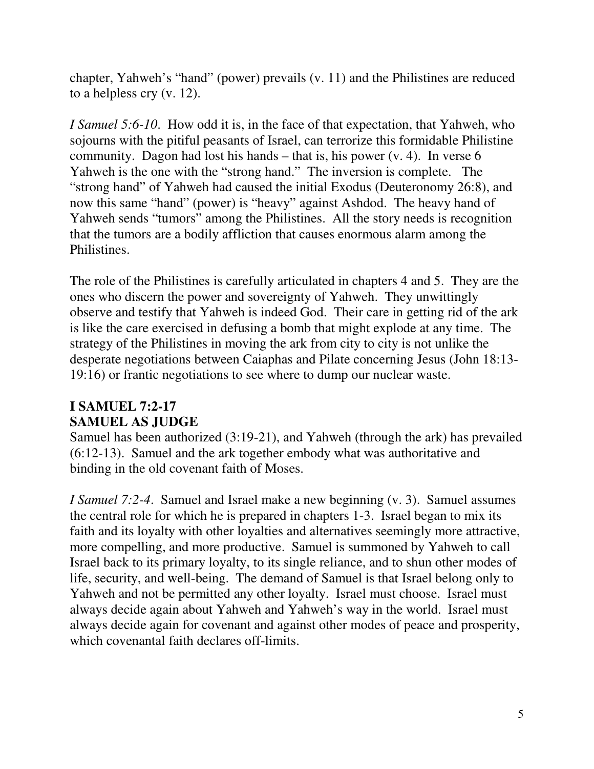chapter, Yahweh's "hand" (power) prevails (v. 11) and the Philistines are reduced to a helpless cry (v. 12).

*I Samuel 5:6-10*. How odd it is, in the face of that expectation, that Yahweh, who sojourns with the pitiful peasants of Israel, can terrorize this formidable Philistine community. Dagon had lost his hands – that is, his power (v. 4). In verse 6 Yahweh is the one with the "strong hand." The inversion is complete. The "strong hand" of Yahweh had caused the initial Exodus (Deuteronomy 26:8), and now this same "hand" (power) is "heavy" against Ashdod. The heavy hand of Yahweh sends "tumors" among the Philistines. All the story needs is recognition that the tumors are a bodily affliction that causes enormous alarm among the Philistines.

The role of the Philistines is carefully articulated in chapters 4 and 5. They are the ones who discern the power and sovereignty of Yahweh. They unwittingly observe and testify that Yahweh is indeed God. Their care in getting rid of the ark is like the care exercised in defusing a bomb that might explode at any time. The strategy of the Philistines in moving the ark from city to city is not unlike the desperate negotiations between Caiaphas and Pilate concerning Jesus (John 18:13-19:16) or frantic negotiations to see where to dump our nuclear waste.

## I SAMUEL 7:2-17
## SAMUEL AS JUDGE

Samuel has been authorized (3:19-21), and Yahweh (through the ark) has prevailed (6:12-13). Samuel and the ark together embody what was authoritative and binding in the old covenant faith of Moses.

*I Samuel 7:2-4*. Samuel and Israel make a new beginning (v. 3). Samuel assumes the central role for which he is prepared in chapters 1-3. Israel began to mix its faith and its loyalty with other loyalties and alternatives seemingly more attractive, more compelling, and more productive. Samuel is summoned by Yahweh to call Israel back to its primary loyalty, to its single reliance, and to shun other modes of life, security, and well-being. The demand of Samuel is that Israel belong only to Yahweh and not be permitted any other loyalty. Israel must choose. Israel must always decide again about Yahweh and Yahweh's way in the world. Israel must always decide again for covenant and against other modes of peace and prosperity, which covenantal faith declares off-limits.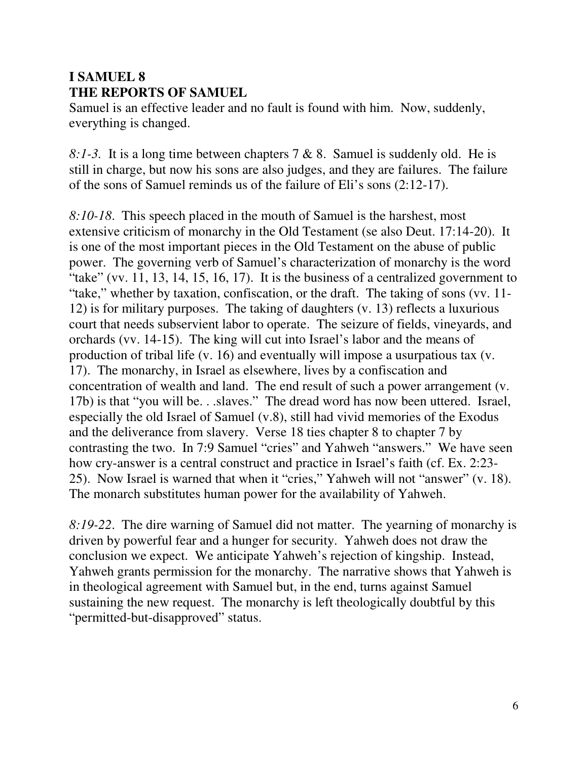# I SAMUEL 8
# THE REPORTS OF SAMUEL

Samuel is an effective leader and no fault is found with him. Now, suddenly, everything is changed.

*8:1-3*. It is a long time between chapters 7 & 8. Samuel is suddenly old. He is still in charge, but now his sons are also judges, and they are failures. The failure of the sons of Samuel reminds us of the failure of Eli's sons (2:12-17).

*8:10-18*. This speech placed in the mouth of Samuel is the harshest, most extensive criticism of monarchy in the Old Testament (se also Deut. 17:14-20). It is one of the most important pieces in the Old Testament on the abuse of public power. The governing verb of Samuel's characterization of monarchy is the word "take" (vv. 11, 13, 14, 15, 16, 17). It is the business of a centralized government to "take," whether by taxation, confiscation, or the draft. The taking of sons (vv. 11-12) is for military purposes. The taking of daughters (v. 13) reflects a luxurious court that needs subservient labor to operate. The seizure of fields, vineyards, and orchards (vv. 14-15). The king will cut into Israel's labor and the means of production of tribal life (v. 16) and eventually will impose a usurpatious tax (v. 17). The monarchy, in Israel as elsewhere, lives by a confiscation and concentration of wealth and land. The end result of such a power arrangement (v. 17b) is that "you will be. . .slaves." The dread word has now been uttered. Israel, especially the old Israel of Samuel (v.8), still had vivid memories of the Exodus and the deliverance from slavery. Verse 18 ties chapter 8 to chapter 7 by contrasting the two. In 7:9 Samuel "cries" and Yahweh "answers." We have seen how cry-answer is a central construct and practice in Israel's faith (cf. Ex. 2:23-25). Now Israel is warned that when it "cries," Yahweh will not "answer" (v. 18). The monarch substitutes human power for the availability of Yahweh.

*8:19-22*. The dire warning of Samuel did not matter. The yearning of monarchy is driven by powerful fear and a hunger for security. Yahweh does not draw the conclusion we expect. We anticipate Yahweh's rejection of kingship. Instead, Yahweh grants permission for the monarchy. The narrative shows that Yahweh is in theological agreement with Samuel but, in the end, turns against Samuel sustaining the new request. The monarchy is left theologically doubtful by this "permitted-but-disapproved" status.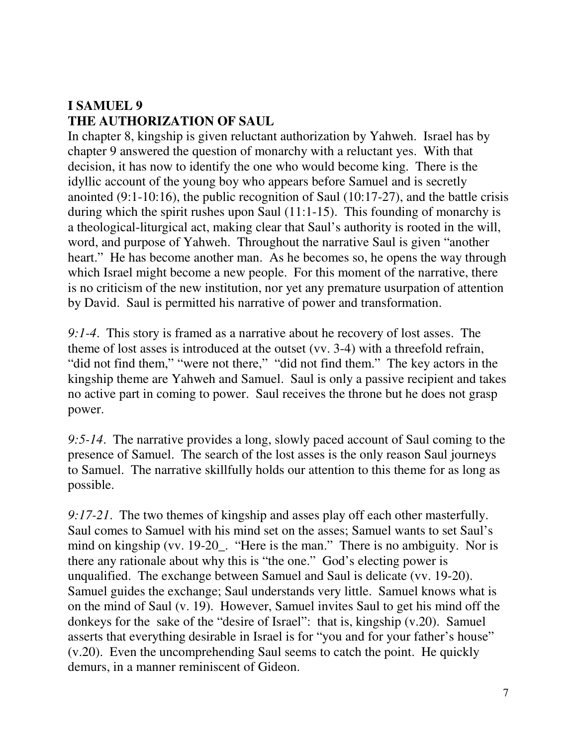**I SAMUEL 9**
**THE AUTHORIZATION OF SAUL**

In chapter 8, kingship is given reluctant authorization by Yahweh. Israel has by chapter 9 answered the question of monarchy with a reluctant yes. With that decision, it has now to identify the one who would become king. There is the idyllic account of the young boy who appears before Samuel and is secretly anointed (9:1-10:16), the public recognition of Saul (10:17-27), and the battle crisis during which the spirit rushes upon Saul (11:1-15). This founding of monarchy is a theological-liturgical act, making clear that Saul's authority is rooted in the will, word, and purpose of Yahweh. Throughout the narrative Saul is given "another heart." He has become another man. As he becomes so, he opens the way through which Israel might become a new people. For this moment of the narrative, there is no criticism of the new institution, nor yet any premature usurpation of attention by David. Saul is permitted his narrative of power and transformation.

*9:1-4*. This story is framed as a narrative about he recovery of lost asses. The theme of lost asses is introduced at the outset (vv. 3-4) with a threefold refrain, "did not find them," "were not there," "did not find them." The key actors in the kingship theme are Yahweh and Samuel. Saul is only a passive recipient and takes no active part in coming to power. Saul receives the throne but he does not grasp power.

*9:5-14*. The narrative provides a long, slowly paced account of Saul coming to the presence of Samuel. The search of the lost asses is the only reason Saul journeys to Samuel. The narrative skillfully holds our attention to this theme for as long as possible.

*9:17-21*. The two themes of kingship and asses play off each other masterfully. Saul comes to Samuel with his mind set on the asses; Samuel wants to set Saul's mind on kingship (vv. 19-20_. "Here is the man." There is no ambiguity. Nor is there any rationale about why this is "the one." God's electing power is unqualified. The exchange between Samuel and Saul is delicate (vv. 19-20). Samuel guides the exchange; Saul understands very little. Samuel knows what is on the mind of Saul (v. 19). However, Samuel invites Saul to get his mind off the donkeys for the sake of the "desire of Israel": that is, kingship (v.20). Samuel asserts that everything desirable in Israel is for "you and for your father's house" (v.20). Even the uncomprehending Saul seems to catch the point. He quickly demurs, in a manner reminiscent of Gideon.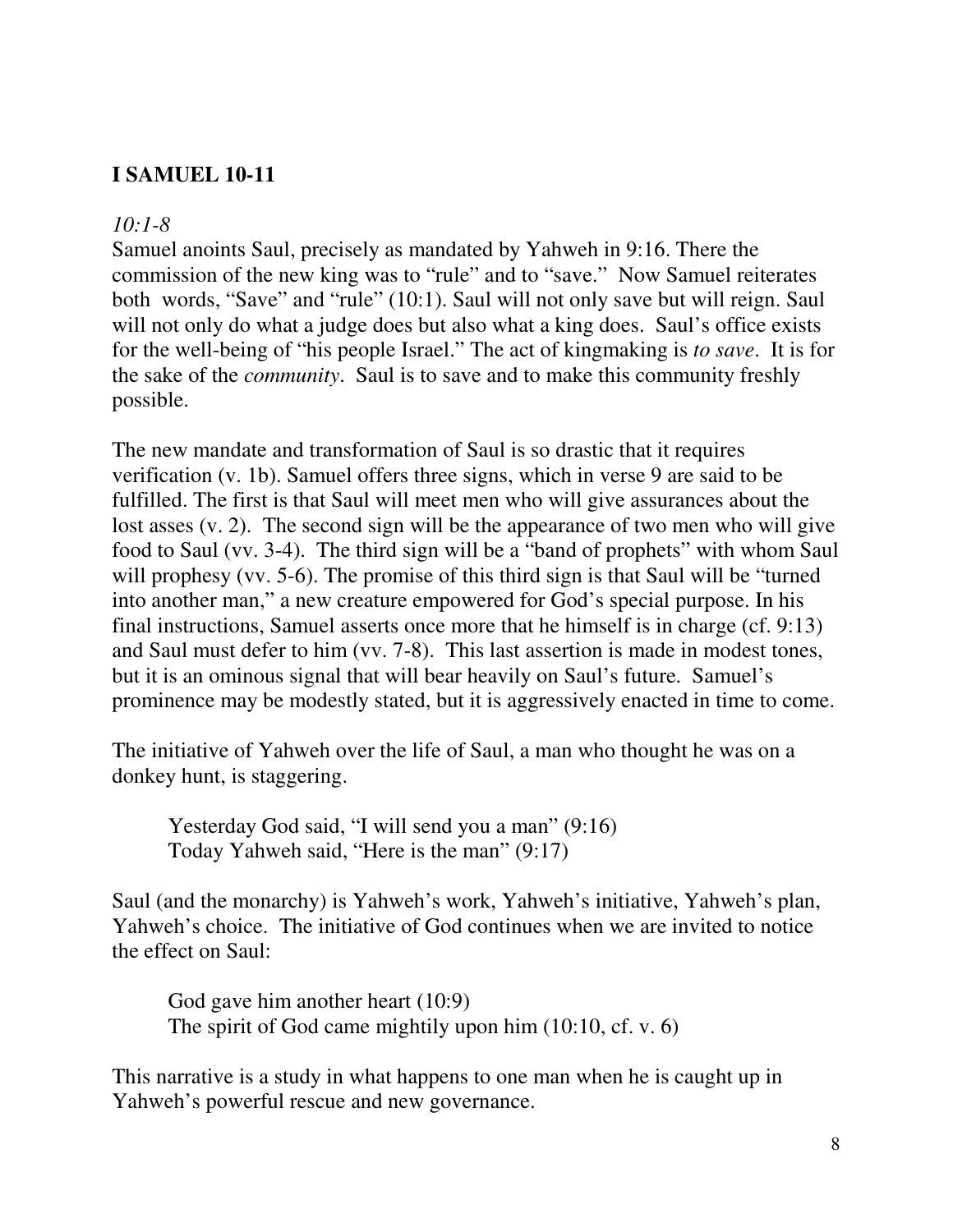## I SAMUEL 10-11

*10:1-8*

Samuel anoints Saul, precisely as mandated by Yahweh in 9:16. There the commission of the new king was to "rule" and to "save." Now Samuel reiterates both words, "Save" and "rule" (10:1). Saul will not only save but will reign. Saul will not only do what a judge does but also what a king does. Saul's office exists for the well-being of "his people Israel." The act of kingmaking is *to save*. It is for the sake of the *community*. Saul is to save and to make this community freshly possible.

The new mandate and transformation of Saul is so drastic that it requires verification (v. 1b). Samuel offers three signs, which in verse 9 are said to be fulfilled. The first is that Saul will meet men who will give assurances about the lost asses (v. 2). The second sign will be the appearance of two men who will give food to Saul (vv. 3-4). The third sign will be a "band of prophets" with whom Saul will prophesy (vv. 5-6). The promise of this third sign is that Saul will be "turned into another man," a new creature empowered for God's special purpose. In his final instructions, Samuel asserts once more that he himself is in charge (cf. 9:13) and Saul must defer to him (vv. 7-8). This last assertion is made in modest tones, but it is an ominous signal that will bear heavily on Saul's future. Samuel's prominence may be modestly stated, but it is aggressively enacted in time to come.

The initiative of Yahweh over the life of Saul, a man who thought he was on a donkey hunt, is staggering.

> Yesterday God said, "I will send you a man" (9:16)
> Today Yahweh said, "Here is the man" (9:17)

Saul (and the monarchy) is Yahweh's work, Yahweh's initiative, Yahweh's plan, Yahweh's choice. The initiative of God continues when we are invited to notice the effect on Saul:

> God gave him another heart (10:9)
> The spirit of God came mightily upon him (10:10, cf. v. 6)

This narrative is a study in what happens to one man when he is caught up in Yahweh's powerful rescue and new governance.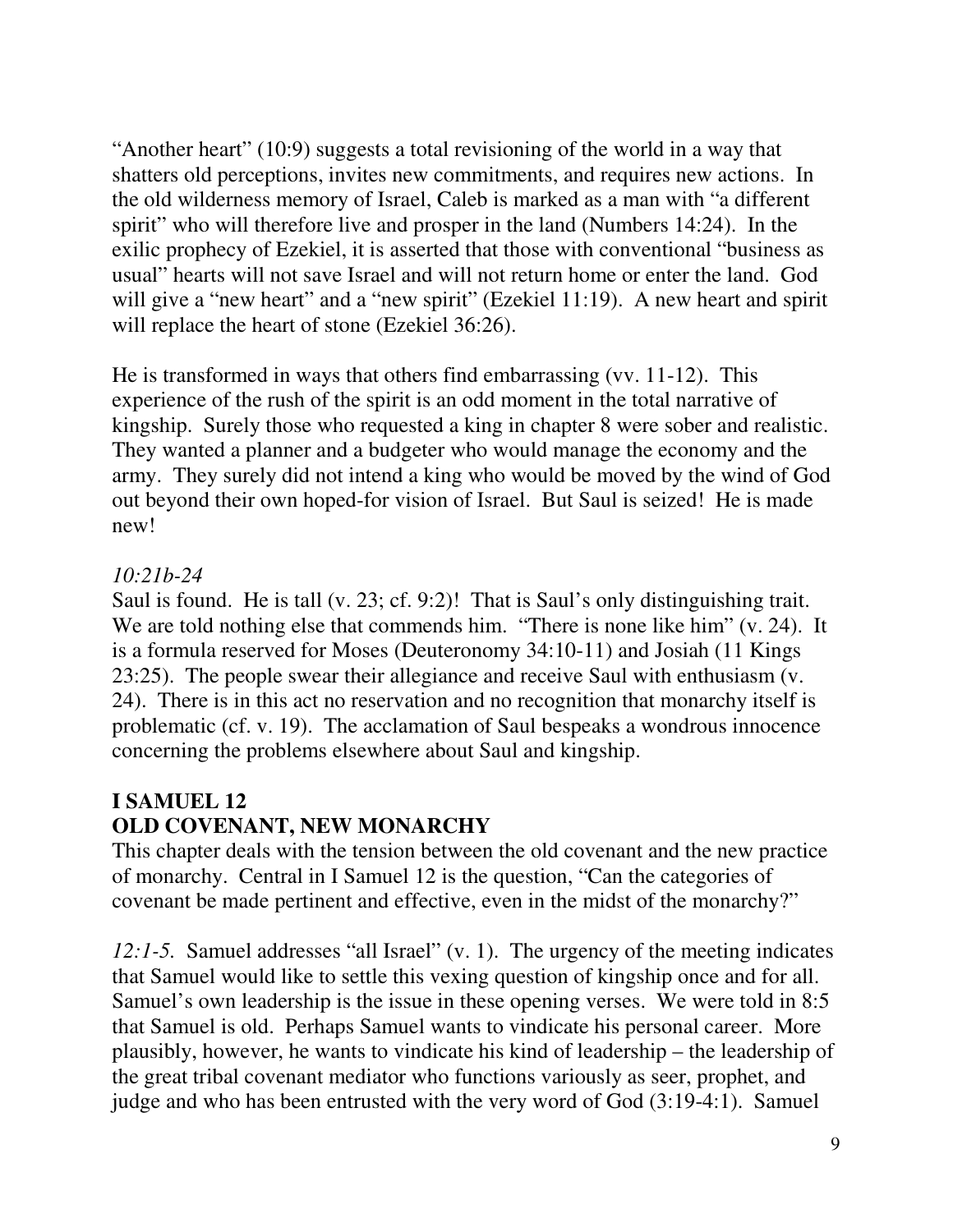"Another heart" (10:9) suggests a total revisioning of the world in a way that shatters old perceptions, invites new commitments, and requires new actions. In the old wilderness memory of Israel, Caleb is marked as a man with "a different spirit" who will therefore live and prosper in the land (Numbers 14:24). In the exilic prophecy of Ezekiel, it is asserted that those with conventional "business as usual" hearts will not save Israel and will not return home or enter the land. God will give a "new heart" and a "new spirit" (Ezekiel 11:19). A new heart and spirit will replace the heart of stone (Ezekiel 36:26).

He is transformed in ways that others find embarrassing (vv. 11-12). This experience of the rush of the spirit is an odd moment in the total narrative of kingship. Surely those who requested a king in chapter 8 were sober and realistic. They wanted a planner and a budgeter who would manage the economy and the army. They surely did not intend a king who would be moved by the wind of God out beyond their own hoped-for vision of Israel. But Saul is seized! He is made new!

*10:21b-24*
Saul is found. He is tall (v. 23; cf. 9:2)! That is Saul's only distinguishing trait. We are told nothing else that commends him. "There is none like him" (v. 24). It is a formula reserved for Moses (Deuteronomy 34:10-11) and Josiah (11 Kings 23:25). The people swear their allegiance and receive Saul with enthusiasm (v. 24). There is in this act no reservation and no recognition that monarchy itself is problematic (cf. v. 19). The acclamation of Saul bespeaks a wondrous innocence concerning the problems elsewhere about Saul and kingship.

## I SAMUEL 12
## OLD COVENANT, NEW MONARCHY

This chapter deals with the tension between the old covenant and the new practice of monarchy. Central in I Samuel 12 is the question, "Can the categories of covenant be made pertinent and effective, even in the midst of the monarchy?"

*12:1-5.* Samuel addresses "all Israel" (v. 1). The urgency of the meeting indicates that Samuel would like to settle this vexing question of kingship once and for all. Samuel's own leadership is the issue in these opening verses. We were told in 8:5 that Samuel is old. Perhaps Samuel wants to vindicate his personal career. More plausibly, however, he wants to vindicate his kind of leadership – the leadership of the great tribal covenant mediator who functions variously as seer, prophet, and judge and who has been entrusted with the very word of God (3:19-4:1). Samuel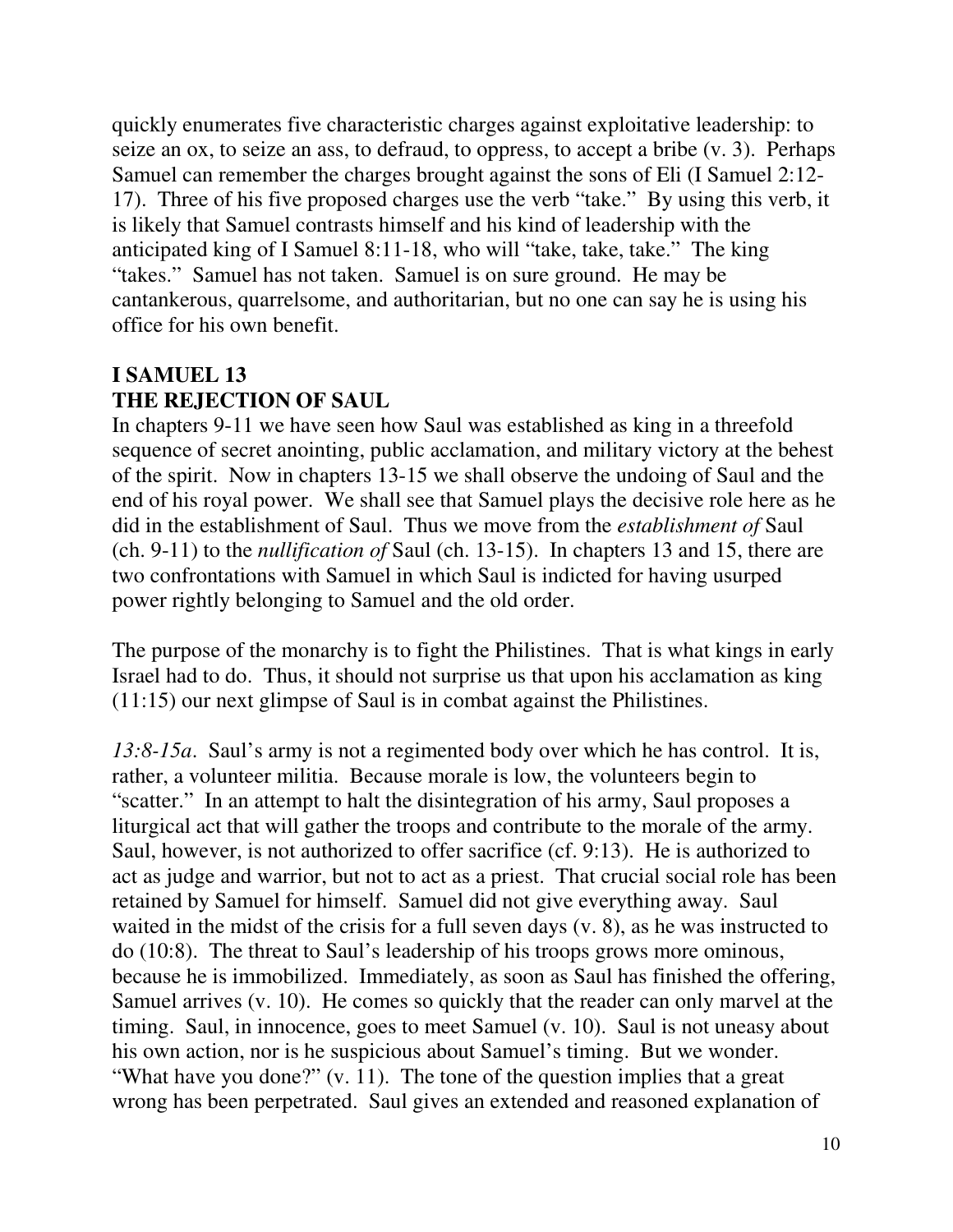quickly enumerates five characteristic charges against exploitative leadership: to seize an ox, to seize an ass, to defraud, to oppress, to accept a bribe (v. 3). Perhaps Samuel can remember the charges brought against the sons of Eli (I Samuel 2:12-17). Three of his five proposed charges use the verb "take." By using this verb, it is likely that Samuel contrasts himself and his kind of leadership with the anticipated king of I Samuel 8:11-18, who will "take, take, take." The king "takes." Samuel has not taken. Samuel is on sure ground. He may be cantankerous, quarrelsome, and authoritarian, but no one can say he is using his office for his own benefit.

## I SAMUEL 13
## THE REJECTION OF SAUL

In chapters 9-11 we have seen how Saul was established as king in a threefold sequence of secret anointing, public acclamation, and military victory at the behest of the spirit. Now in chapters 13-15 we shall observe the undoing of Saul and the end of his royal power. We shall see that Samuel plays the decisive role here as he did in the establishment of Saul. Thus we move from the *establishment of* Saul (ch. 9-11) to the *nullification of* Saul (ch. 13-15). In chapters 13 and 15, there are two confrontations with Samuel in which Saul is indicted for having usurped power rightly belonging to Samuel and the old order.

The purpose of the monarchy is to fight the Philistines. That is what kings in early Israel had to do. Thus, it should not surprise us that upon his acclamation as king (11:15) our next glimpse of Saul is in combat against the Philistines.

*13:8-15a*. Saul's army is not a regimented body over which he has control. It is, rather, a volunteer militia. Because morale is low, the volunteers begin to "scatter." In an attempt to halt the disintegration of his army, Saul proposes a liturgical act that will gather the troops and contribute to the morale of the army. Saul, however, is not authorized to offer sacrifice (cf. 9:13). He is authorized to act as judge and warrior, but not to act as a priest. That crucial social role has been retained by Samuel for himself. Samuel did not give everything away. Saul waited in the midst of the crisis for a full seven days (v. 8), as he was instructed to do (10:8). The threat to Saul's leadership of his troops grows more ominous, because he is immobilized. Immediately, as soon as Saul has finished the offering, Samuel arrives (v. 10). He comes so quickly that the reader can only marvel at the timing. Saul, in innocence, goes to meet Samuel (v. 10). Saul is not uneasy about his own action, nor is he suspicious about Samuel's timing. But we wonder. "What have you done?" (v. 11). The tone of the question implies that a great wrong has been perpetrated. Saul gives an extended and reasoned explanation of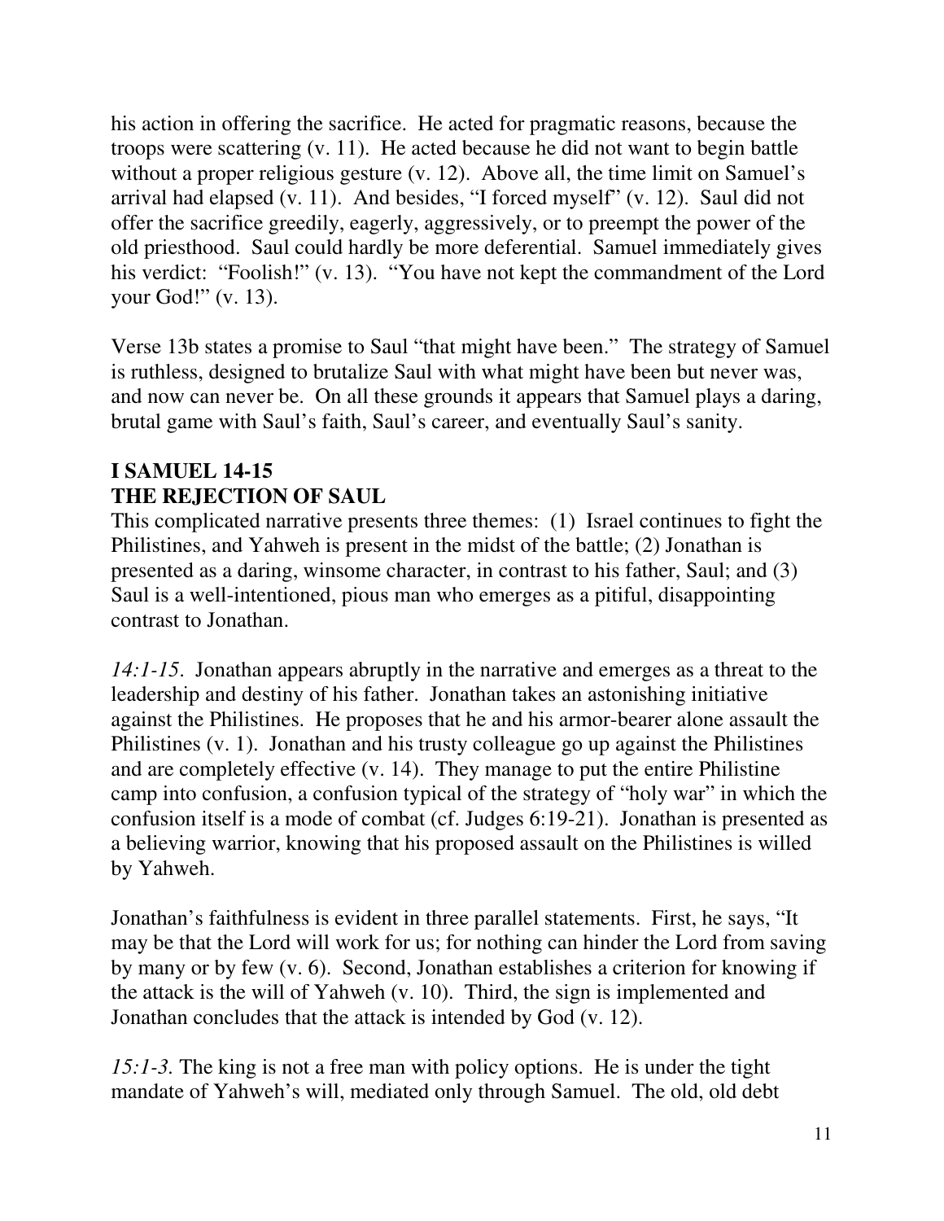his action in offering the sacrifice. He acted for pragmatic reasons, because the troops were scattering (v. 11). He acted because he did not want to begin battle without a proper religious gesture (v. 12). Above all, the time limit on Samuel's arrival had elapsed (v. 11). And besides, "I forced myself" (v. 12). Saul did not offer the sacrifice greedily, eagerly, aggressively, or to preempt the power of the old priesthood. Saul could hardly be more deferential. Samuel immediately gives his verdict: "Foolish!" (v. 13). "You have not kept the commandment of the Lord your God!" (v. 13).

Verse 13b states a promise to Saul "that might have been." The strategy of Samuel is ruthless, designed to brutalize Saul with what might have been but never was, and now can never be. On all these grounds it appears that Samuel plays a daring, brutal game with Saul's faith, Saul's career, and eventually Saul's sanity.

**I SAMUEL 14-15**
**THE REJECTION OF SAUL**

This complicated narrative presents three themes: (1) Israel continues to fight the Philistines, and Yahweh is present in the midst of the battle; (2) Jonathan is presented as a daring, winsome character, in contrast to his father, Saul; and (3) Saul is a well-intentioned, pious man who emerges as a pitiful, disappointing contrast to Jonathan.

*14:1-15*. Jonathan appears abruptly in the narrative and emerges as a threat to the leadership and destiny of his father. Jonathan takes an astonishing initiative against the Philistines. He proposes that he and his armor-bearer alone assault the Philistines (v. 1). Jonathan and his trusty colleague go up against the Philistines and are completely effective (v. 14). They manage to put the entire Philistine camp into confusion, a confusion typical of the strategy of "holy war" in which the confusion itself is a mode of combat (cf. Judges 6:19-21). Jonathan is presented as a believing warrior, knowing that his proposed assault on the Philistines is willed by Yahweh.

Jonathan's faithfulness is evident in three parallel statements. First, he says, "It may be that the Lord will work for us; for nothing can hinder the Lord from saving by many or by few (v. 6). Second, Jonathan establishes a criterion for knowing if the attack is the will of Yahweh (v. 10). Third, the sign is implemented and Jonathan concludes that the attack is intended by God (v. 12).

*15:1-3*. The king is not a free man with policy options. He is under the tight mandate of Yahweh's will, mediated only through Samuel. The old, old debt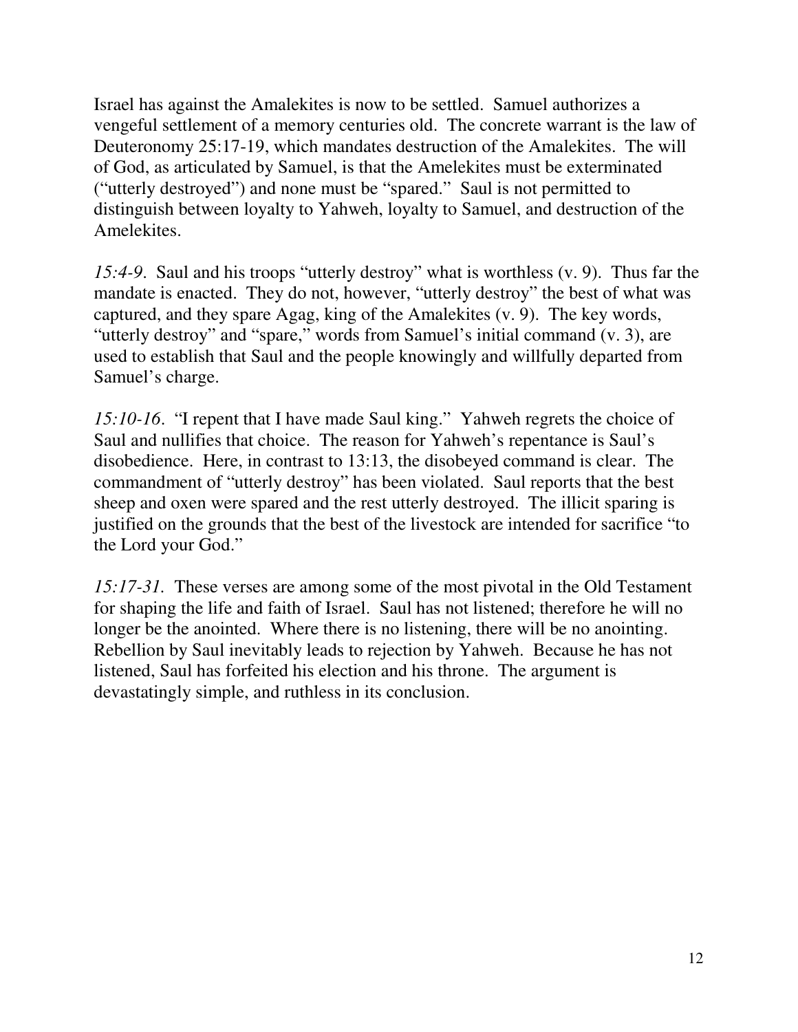Israel has against the Amalekites is now to be settled. Samuel authorizes a vengeful settlement of a memory centuries old. The concrete warrant is the law of Deuteronomy 25:17-19, which mandates destruction of the Amalekites. The will of God, as articulated by Samuel, is that the Amelekites must be exterminated ("utterly destroyed") and none must be "spared." Saul is not permitted to distinguish between loyalty to Yahweh, loyalty to Samuel, and destruction of the Amelekites.

*15:4-9*. Saul and his troops "utterly destroy" what is worthless (v. 9). Thus far the mandate is enacted. They do not, however, "utterly destroy" the best of what was captured, and they spare Agag, king of the Amalekites (v. 9). The key words, "utterly destroy" and "spare," words from Samuel's initial command (v. 3), are used to establish that Saul and the people knowingly and willfully departed from Samuel's charge.

*15:10-16*. "I repent that I have made Saul king." Yahweh regrets the choice of Saul and nullifies that choice. The reason for Yahweh's repentance is Saul's disobedience. Here, in contrast to 13:13, the disobeyed command is clear. The commandment of "utterly destroy" has been violated. Saul reports that the best sheep and oxen were spared and the rest utterly destroyed. The illicit sparing is justified on the grounds that the best of the livestock are intended for sacrifice "to the Lord your God."

*15:17-31*. These verses are among some of the most pivotal in the Old Testament for shaping the life and faith of Israel. Saul has not listened; therefore he will no longer be the anointed. Where there is no listening, there will be no anointing. Rebellion by Saul inevitably leads to rejection by Yahweh. Because he has not listened, Saul has forfeited his election and his throne. The argument is devastatingly simple, and ruthless in its conclusion.